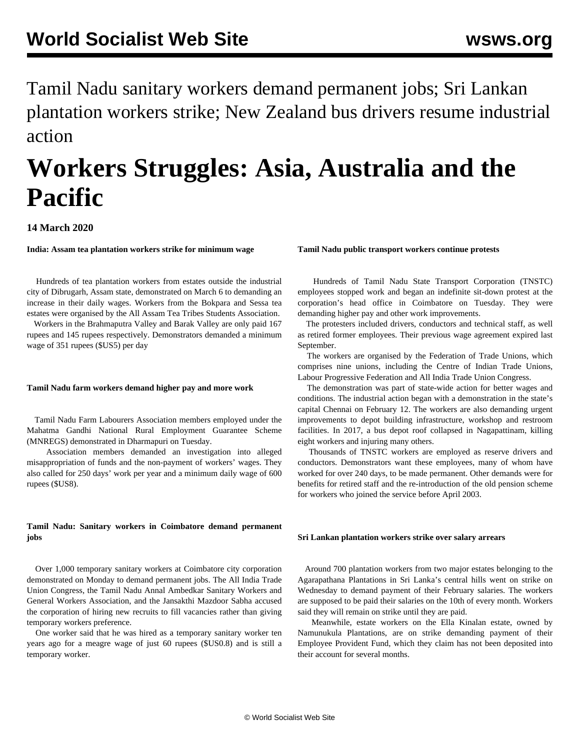Tamil Nadu sanitary workers demand permanent jobs; Sri Lankan plantation workers strike; New Zealand bus drivers resume industrial action

# Workers Struggles: Asia, Australia and the Pacific

**14 March 2020**

**India: Assam tea plantation workers strike for minimum wage**

Hundreds of tea plantation workers from estates outside the industrial city of Dibrugarh, Assam state, demonstrated on March 6 to demanding an increase in their daily wages. Workers from the Bokpara and Sessa tea estates were organised by the All Assam Tea Tribes Students Association.

Workers in the Brahmaputra Valley and Barak Valley are only paid 167 rupees and 145 rupees respectively. Demonstrators demanded a minimum wage of 351 rupees ($US5) per day

**Tamil Nadu farm workers demand higher pay and more work**

Tamil Nadu Farm Labourers Association members employed under the Mahatma Gandhi National Rural Employment Guarantee Scheme (MNREGS) demonstrated in Dharmapuri on Tuesday.

Association members demanded an investigation into alleged misappropriation of funds and the non-payment of workers' wages. They also called for 250 days' work per year and a minimum daily wage of 600 rupees ($US8).

**Tamil Nadu: Sanitary workers in Coimbatore demand permanent jobs**

Over 1,000 temporary sanitary workers at Coimbatore city corporation demonstrated on Monday to demand permanent jobs. The All India Trade Union Congress, the Tamil Nadu Annal Ambedkar Sanitary Workers and General Workers Association, and the Jansakthi Mazdoor Sabha accused the corporation of hiring new recruits to fill vacancies rather than giving temporary workers preference.

One worker said that he was hired as a temporary sanitary worker ten years ago for a meagre wage of just 60 rupees ($US0.8) and is still a temporary worker.

**Tamil Nadu public transport workers continue protests**

Hundreds of Tamil Nadu State Transport Corporation (TNSTC) employees stopped work and began an indefinite sit-down protest at the corporation's head office in Coimbatore on Tuesday. They were demanding higher pay and other work improvements.

The protesters included drivers, conductors and technical staff, as well as retired former employees. Their previous wage agreement expired last September.

The workers are organised by the Federation of Trade Unions, which comprises nine unions, including the Centre of Indian Trade Unions, Labour Progressive Federation and All India Trade Union Congress.

The demonstration was part of state-wide action for better wages and conditions. The industrial action began with a demonstration in the state's capital Chennai on February 12. The workers are also demanding urgent improvements to depot building infrastructure, workshop and restroom facilities. In 2017, a bus depot roof collapsed in Nagapattinam, killing eight workers and injuring many others.

Thousands of TNSTC workers are employed as reserve drivers and conductors. Demonstrators want these employees, many of whom have worked for over 240 days, to be made permanent. Other demands were for benefits for retired staff and the re-introduction of the old pension scheme for workers who joined the service before April 2003.

**Sri Lankan plantation workers strike over salary arrears**

Around 700 plantation workers from two major estates belonging to the Agarapathana Plantations in Sri Lanka's central hills went on strike on Wednesday to demand payment of their February salaries. The workers are supposed to be paid their salaries on the 10th of every month. Workers said they will remain on strike until they are paid.

Meanwhile, estate workers on the Ella Kinalan estate, owned by Namunukula Plantations, are on strike demanding payment of their Employee Provident Fund, which they claim has not been deposited into their account for several months.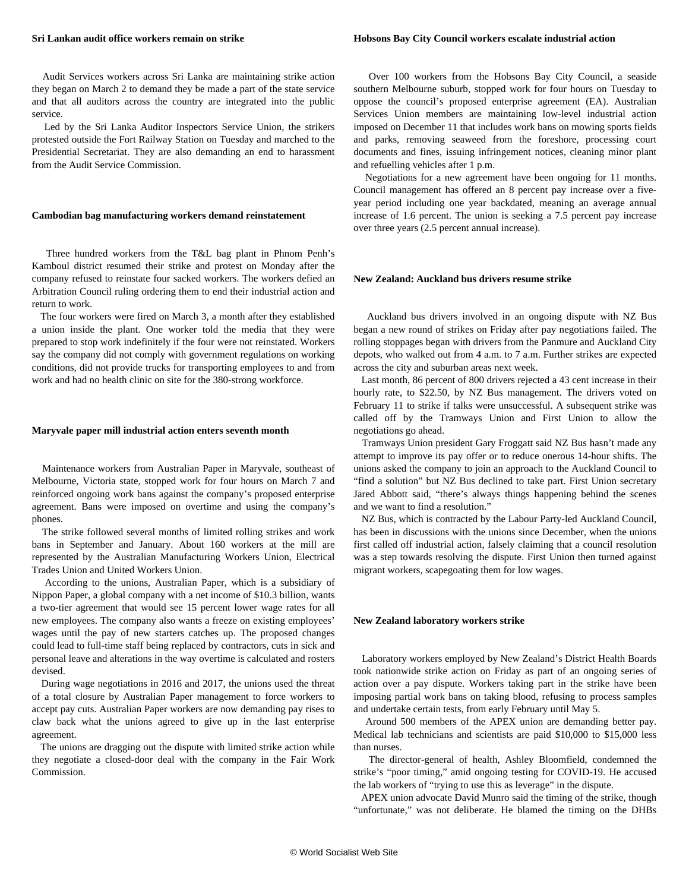### Sri Lankan audit office workers remain on strike

Audit Services workers across Sri Lanka are maintaining strike action they began on March 2 to demand they be made a part of the state service and that all auditors across the country are integrated into the public service.

Led by the Sri Lanka Auditor Inspectors Service Union, the strikers protested outside the Fort Railway Station on Tuesday and marched to the Presidential Secretariat. They are also demanding an end to harassment from the Audit Service Commission.

### Cambodian bag manufacturing workers demand reinstatement

Three hundred workers from the T&L bag plant in Phnom Penh's Kamboul district resumed their strike and protest on Monday after the company refused to reinstate four sacked workers. The workers defied an Arbitration Council ruling ordering them to end their industrial action and return to work.

The four workers were fired on March 3, a month after they established a union inside the plant. One worker told the media that they were prepared to stop work indefinitely if the four were not reinstated. Workers say the company did not comply with government regulations on working conditions, did not provide trucks for transporting employees to and from work and had no health clinic on site for the 380-strong workforce.

### Maryvale paper mill industrial action enters seventh month

Maintenance workers from Australian Paper in Maryvale, southeast of Melbourne, Victoria state, stopped work for four hours on March 7 and reinforced ongoing work bans against the company's proposed enterprise agreement. Bans were imposed on overtime and using the company's phones.

The strike followed several months of limited rolling strikes and work bans in September and January. About 160 workers at the mill are represented by the Australian Manufacturing Workers Union, Electrical Trades Union and United Workers Union.

According to the unions, Australian Paper, which is a subsidiary of Nippon Paper, a global company with a net income of $10.3 billion, wants a two-tier agreement that would see 15 percent lower wage rates for all new employees. The company also wants a freeze on existing employees' wages until the pay of new starters catches up. The proposed changes could lead to full-time staff being replaced by contractors, cuts in sick and personal leave and alterations in the way overtime is calculated and rosters devised.

During wage negotiations in 2016 and 2017, the unions used the threat of a total closure by Australian Paper management to force workers to accept pay cuts. Australian Paper workers are now demanding pay rises to claw back what the unions agreed to give up in the last enterprise agreement.

The unions are dragging out the dispute with limited strike action while they negotiate a closed-door deal with the company in the Fair Work Commission.

### Hobsons Bay City Council workers escalate industrial action

Over 100 workers from the Hobsons Bay City Council, a seaside southern Melbourne suburb, stopped work for four hours on Tuesday to oppose the council's proposed enterprise agreement (EA). Australian Services Union members are maintaining low-level industrial action imposed on December 11 that includes work bans on mowing sports fields and parks, removing seaweed from the foreshore, processing court documents and fines, issuing infringement notices, cleaning minor plant and refuelling vehicles after 1 p.m.

Negotiations for a new agreement have been ongoing for 11 months. Council management has offered an 8 percent pay increase over a five-year period including one year backdated, meaning an average annual increase of 1.6 percent. The union is seeking a 7.5 percent pay increase over three years (2.5 percent annual increase).

### New Zealand: Auckland bus drivers resume strike

Auckland bus drivers involved in an ongoing dispute with NZ Bus began a new round of strikes on Friday after pay negotiations failed. The rolling stoppages began with drivers from the Panmure and Auckland City depots, who walked out from 4 a.m. to 7 a.m. Further strikes are expected across the city and suburban areas next week.

Last month, 86 percent of 800 drivers rejected a 43 cent increase in their hourly rate, to $22.50, by NZ Bus management. The drivers voted on February 11 to strike if talks were unsuccessful. A subsequent strike was called off by the Tramways Union and First Union to allow the negotiations go ahead.

Tramways Union president Gary Froggatt said NZ Bus hasn't made any attempt to improve its pay offer or to reduce onerous 14-hour shifts. The unions asked the company to join an approach to the Auckland Council to "find a solution" but NZ Bus declined to take part. First Union secretary Jared Abbott said, "there's always things happening behind the scenes and we want to find a resolution."

NZ Bus, which is contracted by the Labour Party-led Auckland Council, has been in discussions with the unions since December, when the unions first called off industrial action, falsely claiming that a council resolution was a step towards resolving the dispute. First Union then turned against migrant workers, scapegoating them for low wages.

### New Zealand laboratory workers strike

Laboratory workers employed by New Zealand's District Health Boards took nationwide strike action on Friday as part of an ongoing series of action over a pay dispute. Workers taking part in the strike have been imposing partial work bans on taking blood, refusing to process samples and undertake certain tests, from early February until May 5.

Around 500 members of the APEX union are demanding better pay. Medical lab technicians and scientists are paid $10,000 to $15,000 less than nurses.

The director-general of health, Ashley Bloomfield, condemned the strike's "poor timing," amid ongoing testing for COVID-19. He accused the lab workers of "trying to use this as leverage" in the dispute.

APEX union advocate David Munro said the timing of the strike, though "unfortunate," was not deliberate. He blamed the timing on the DHBs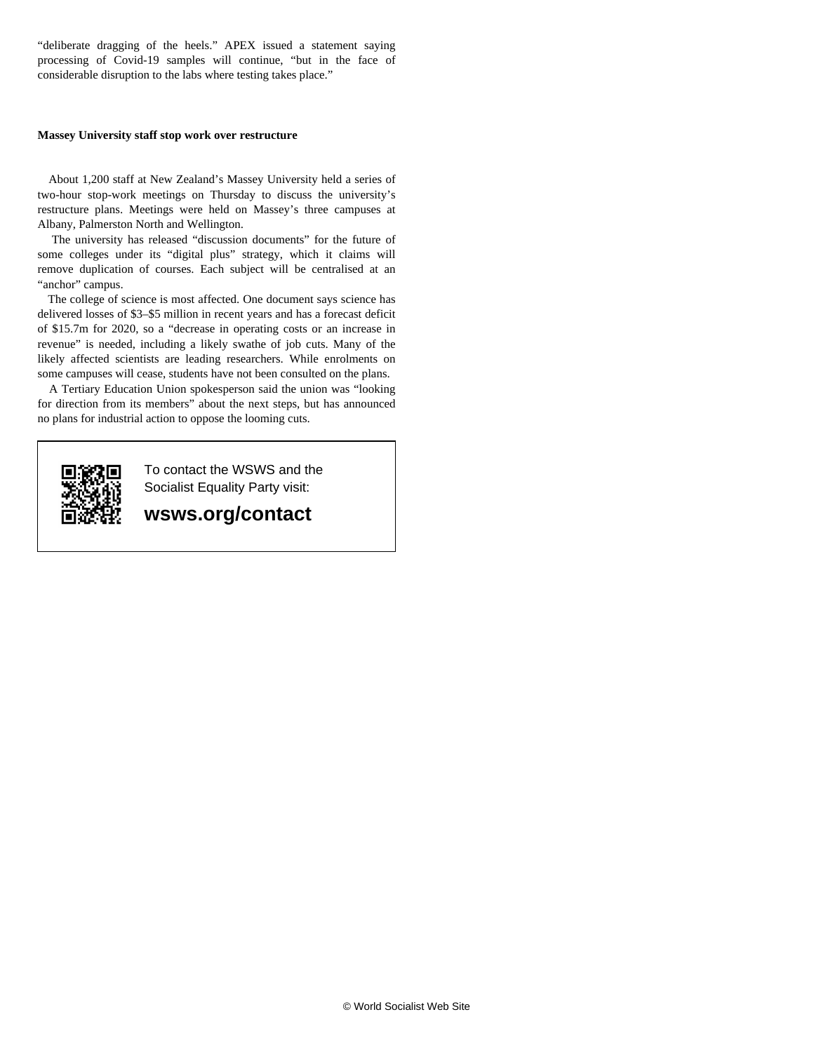"deliberate dragging of the heels." APEX issued a statement saying processing of Covid-19 samples will continue, "but in the face of considerable disruption to the labs where testing takes place."

**Massey University staff stop work over restructure**

About 1,200 staff at New Zealand's Massey University held a series of two-hour stop-work meetings on Thursday to discuss the university's restructure plans. Meetings were held on Massey's three campuses at Albany, Palmerston North and Wellington.

The university has released "discussion documents" for the future of some colleges under its "digital plus" strategy, which it claims will remove duplication of courses. Each subject will be centralised at an "anchor" campus.

The college of science is most affected. One document says science has delivered losses of $3–$5 million in recent years and has a forecast deficit of $15.7m for 2020, so a "decrease in operating costs or an increase in revenue" is needed, including a likely swathe of job cuts. Many of the likely affected scientists are leading researchers. While enrolments on some campuses will cease, students have not been consulted on the plans.

A Tertiary Education Union spokesperson said the union was "looking for direction from its members" about the next steps, but has announced no plans for industrial action to oppose the looming cuts.

To contact the WSWS and the Socialist Equality Party visit:

**wsws.org/contact**